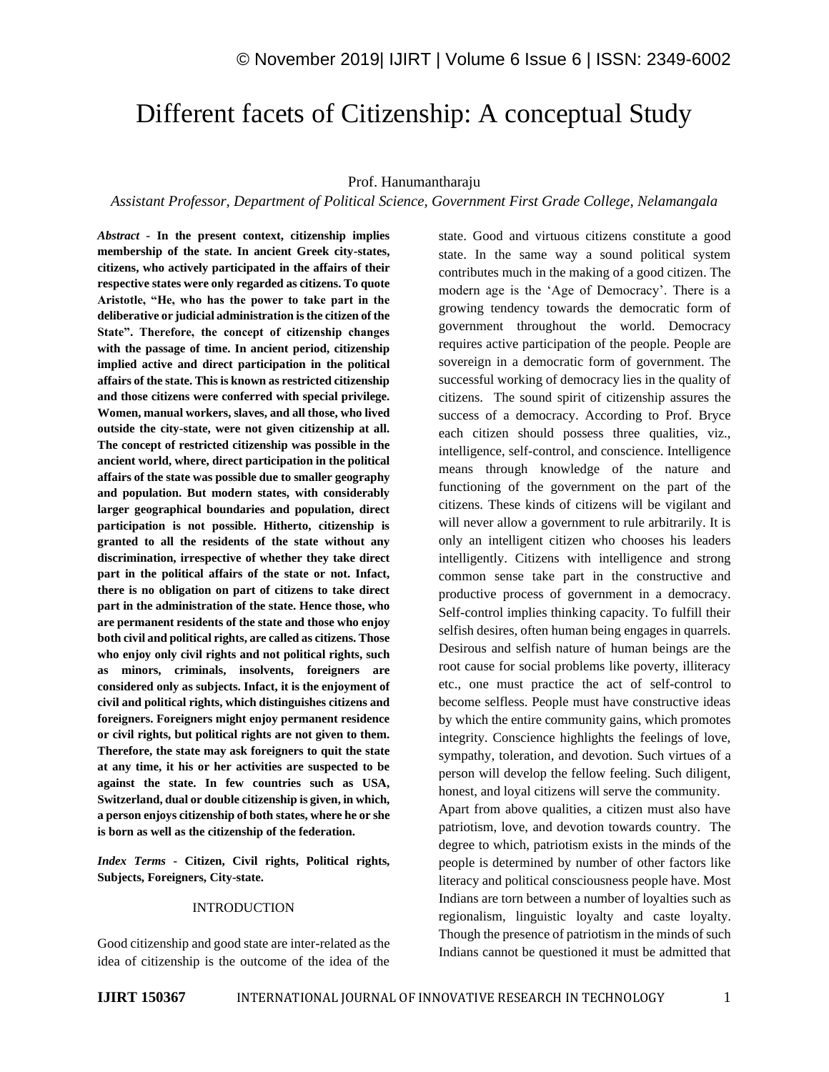# Different facets of Citizenship: A conceptual Study

Prof. Hanumantharaju

*Assistant Professor, Department of Political Science, Government First Grade College, Nelamangala*

***Abstract* - In the present context, citizenship implies membership of the state. In ancient Greek city-states, citizens, who actively participated in the affairs of their respective states were only regarded as citizens. To quote Aristotle, "He, who has the power to take part in the deliberative or judicial administration is the citizen of the State". Therefore, the concept of citizenship changes with the passage of time. In ancient period, citizenship implied active and direct participation in the political affairs of the state. This is known as restricted citizenship and those citizens were conferred with special privilege. Women, manual workers, slaves, and all those, who lived outside the city-state, were not given citizenship at all. The concept of restricted citizenship was possible in the ancient world, where, direct participation in the political affairs of the state was possible due to smaller geography and population. But modern states, with considerably larger geographical boundaries and population, direct participation is not possible. Hitherto, citizenship is granted to all the residents of the state without any discrimination, irrespective of whether they take direct part in the political affairs of the state or not. Infact, there is no obligation on part of citizens to take direct part in the administration of the state. Hence those, who are permanent residents of the state and those who enjoy both civil and political rights, are called as citizens. Those who enjoy only civil rights and not political rights, such as minors, criminals, insolvents, foreigners are considered only as subjects. Infact, it is the enjoyment of civil and political rights, which distinguishes citizens and foreigners. Foreigners might enjoy permanent residence or civil rights, but political rights are not given to them. Therefore, the state may ask foreigners to quit the state at any time, it his or her activities are suspected to be against the state. In few countries such as USA, Switzerland, dual or double citizenship is given, in which, a person enjoys citizenship of both states, where he or she is born as well as the citizenship of the federation.**

***Index Terms* - Citizen, Civil rights, Political rights, Subjects, Foreigners, City-state.**

## INTRODUCTION

Good citizenship and good state are inter-related as the idea of citizenship is the outcome of the idea of the state. Good and virtuous citizens constitute a good state. In the same way a sound political system contributes much in the making of a good citizen. The modern age is the 'Age of Democracy'. There is a growing tendency towards the democratic form of government throughout the world. Democracy requires active participation of the people. People are sovereign in a democratic form of government. The successful working of democracy lies in the quality of citizens. The sound spirit of citizenship assures the success of a democracy. According to Prof. Bryce each citizen should possess three qualities, viz., intelligence, self-control, and conscience. Intelligence means through knowledge of the nature and functioning of the government on the part of the citizens. These kinds of citizens will be vigilant and will never allow a government to rule arbitrarily. It is only an intelligent citizen who chooses his leaders intelligently. Citizens with intelligence and strong common sense take part in the constructive and productive process of government in a democracy. Self-control implies thinking capacity. To fulfill their selfish desires, often human being engages in quarrels. Desirous and selfish nature of human beings are the root cause for social problems like poverty, illiteracy etc., one must practice the act of self-control to become selfless. People must have constructive ideas by which the entire community gains, which promotes integrity. Conscience highlights the feelings of love, sympathy, toleration, and devotion. Such virtues of a person will develop the fellow feeling. Such diligent, honest, and loyal citizens will serve the community.

Apart from above qualities, a citizen must also have patriotism, love, and devotion towards country. The degree to which, patriotism exists in the minds of the people is determined by number of other factors like literacy and political consciousness people have. Most Indians are torn between a number of loyalties such as regionalism, linguistic loyalty and caste loyalty. Though the presence of patriotism in the minds of such Indians cannot be questioned it must be admitted that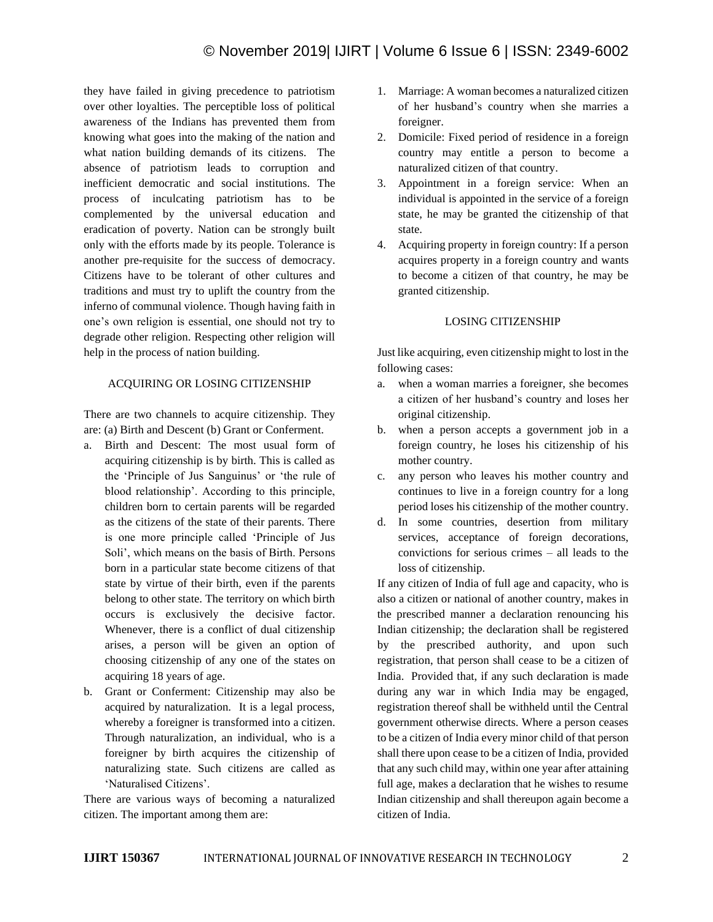they have failed in giving precedence to patriotism over other loyalties. The perceptible loss of political awareness of the Indians has prevented them from knowing what goes into the making of the nation and what nation building demands of its citizens. The absence of patriotism leads to corruption and inefficient democratic and social institutions. The process of inculcating patriotism has to be complemented by the universal education and eradication of poverty. Nation can be strongly built only with the efforts made by its people. Tolerance is another pre-requisite for the success of democracy. Citizens have to be tolerant of other cultures and traditions and must try to uplift the country from the inferno of communal violence. Though having faith in one's own religion is essential, one should not try to degrade other religion. Respecting other religion will help in the process of nation building.

## ACQUIRING OR LOSING CITIZENSHIP

There are two channels to acquire citizenship. They are: (a) Birth and Descent (b) Grant or Conferment.

a. Birth and Descent: The most usual form of acquiring citizenship is by birth. This is called as the 'Principle of Jus Sanguinus' or 'the rule of blood relationship'. According to this principle, children born to certain parents will be regarded as the citizens of the state of their parents. There is one more principle called 'Principle of Jus Soli', which means on the basis of Birth. Persons born in a particular state become citizens of that state by virtue of their birth, even if the parents belong to other state. The territory on which birth occurs is exclusively the decisive factor. Whenever, there is a conflict of dual citizenship arises, a person will be given an option of choosing citizenship of any one of the states on acquiring 18 years of age.
b. Grant or Conferment: Citizenship may also be acquired by naturalization. It is a legal process, whereby a foreigner is transformed into a citizen. Through naturalization, an individual, who is a foreigner by birth acquires the citizenship of naturalizing state. Such citizens are called as 'Naturalised Citizens'.

There are various ways of becoming a naturalized citizen. The important among them are:

1. Marriage: A woman becomes a naturalized citizen of her husband's country when she marries a foreigner.
2. Domicile: Fixed period of residence in a foreign country may entitle a person to become a naturalized citizen of that country.
3. Appointment in a foreign service: When an individual is appointed in the service of a foreign state, he may be granted the citizenship of that state.
4. Acquiring property in foreign country: If a person acquires property in a foreign country and wants to become a citizen of that country, he may be granted citizenship.

## LOSING CITIZENSHIP

Just like acquiring, even citizenship might to lost in the following cases:

a. when a woman marries a foreigner, she becomes a citizen of her husband's country and loses her original citizenship.
b. when a person accepts a government job in a foreign country, he loses his citizenship of his mother country.
c. any person who leaves his mother country and continues to live in a foreign country for a long period loses his citizenship of the mother country.
d. In some countries, desertion from military services, acceptance of foreign decorations, convictions for serious crimes – all leads to the loss of citizenship.

If any citizen of India of full age and capacity, who is also a citizen or national of another country, makes in the prescribed manner a declaration renouncing his Indian citizenship; the declaration shall be registered by the prescribed authority, and upon such registration, that person shall cease to be a citizen of India. Provided that, if any such declaration is made during any war in which India may be engaged, registration thereof shall be withheld until the Central government otherwise directs. Where a person ceases to be a citizen of India every minor child of that person shall there upon cease to be a citizen of India, provided that any such child may, within one year after attaining full age, makes a declaration that he wishes to resume Indian citizenship and shall thereupon again become a citizen of India.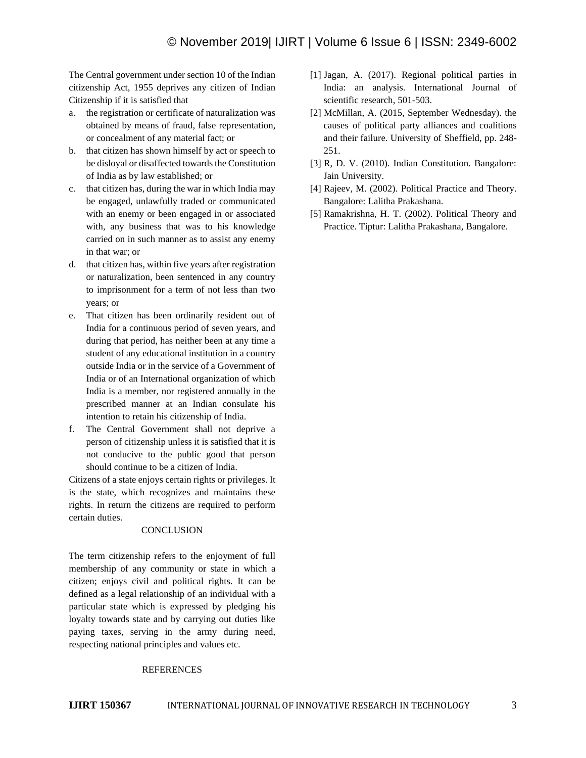The Central government under section 10 of the Indian citizenship Act, 1955 deprives any citizen of Indian Citizenship if it is satisfied that

a. the registration or certificate of naturalization was obtained by means of fraud, false representation, or concealment of any material fact; or
b. that citizen has shown himself by act or speech to be disloyal or disaffected towards the Constitution of India as by law established; or
c. that citizen has, during the war in which India may be engaged, unlawfully traded or communicated with an enemy or been engaged in or associated with, any business that was to his knowledge carried on in such manner as to assist any enemy in that war; or
d. that citizen has, within five years after registration or naturalization, been sentenced in any country to imprisonment for a term of not less than two years; or
e. That citizen has been ordinarily resident out of India for a continuous period of seven years, and during that period, has neither been at any time a student of any educational institution in a country outside India or in the service of a Government of India or of an International organization of which India is a member, nor registered annually in the prescribed manner at an Indian consulate his intention to retain his citizenship of India.
f. The Central Government shall not deprive a person of citizenship unless it is satisfied that it is not conducive to the public good that person should continue to be a citizen of India.

Citizens of a state enjoys certain rights or privileges. It is the state, which recognizes and maintains these rights. In return the citizens are required to perform certain duties.

## CONCLUSION

The term citizenship refers to the enjoyment of full membership of any community or state in which a citizen; enjoys civil and political rights. It can be defined as a legal relationship of an individual with a particular state which is expressed by pledging his loyalty towards state and by carrying out duties like paying taxes, serving in the army during need, respecting national principles and values etc.

## REFERENCES

[1] Jagan, A. (2017). Regional political parties in India: an analysis. International Journal of scientific research, 501-503.

[2] McMillan, A. (2015, September Wednesday). the causes of political party alliances and coalitions and their failure. University of Sheffield, pp. 248-251.

[3] R, D. V. (2010). Indian Constitution. Bangalore: Jain University.

[4] Rajeev, M. (2002). Political Practice and Theory. Bangalore: Lalitha Prakashana.

[5] Ramakrishna, H. T. (2002). Political Theory and Practice. Tiptur: Lalitha Prakashana, Bangalore.